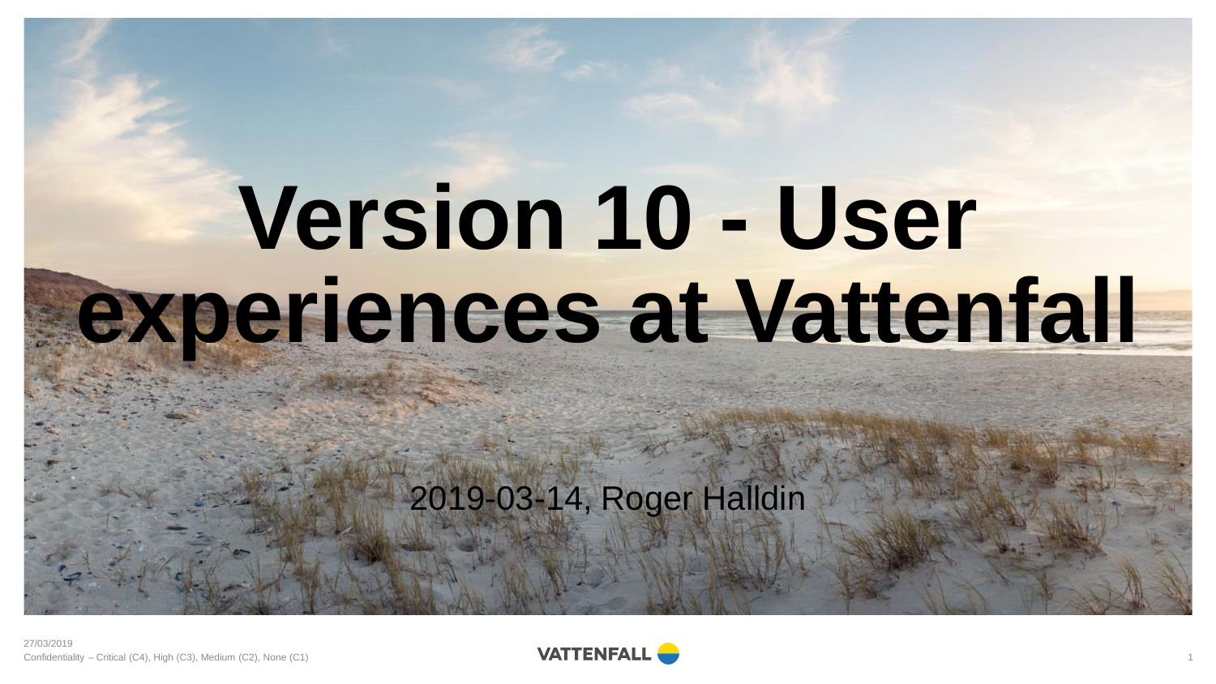# Version 10 - User experiences at Vattenfall

2019-03-14, Roger Halldin

27/03/2019

Confidentiality – Critical (C4), High (C3), Medium (C2), None (C1)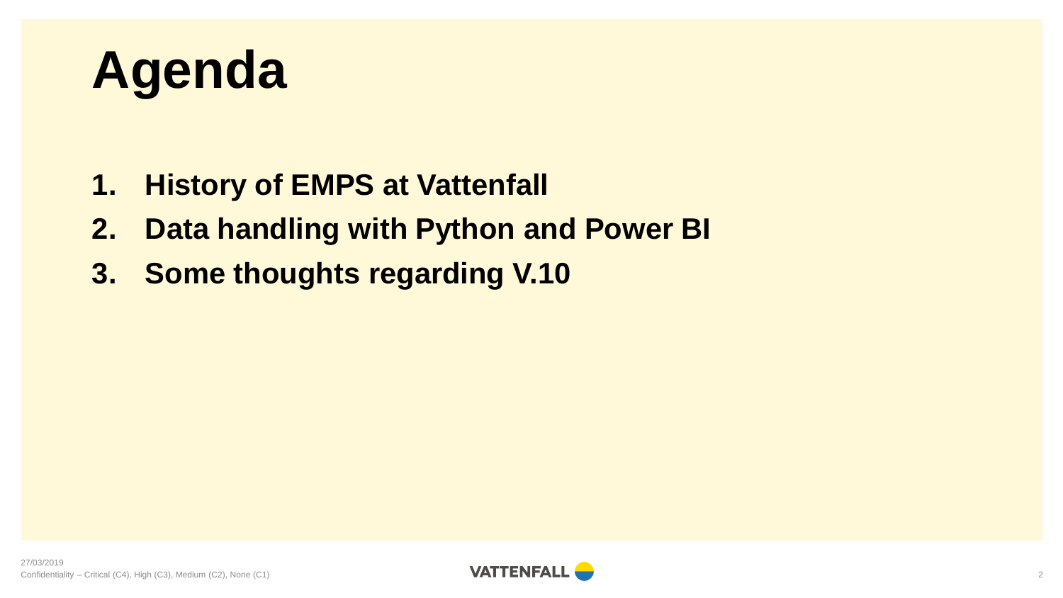# Agenda

1. **History of EMPS at Vattenfall**
2. **Data handling with Python and Power BI**
3. **Some thoughts regarding V.10**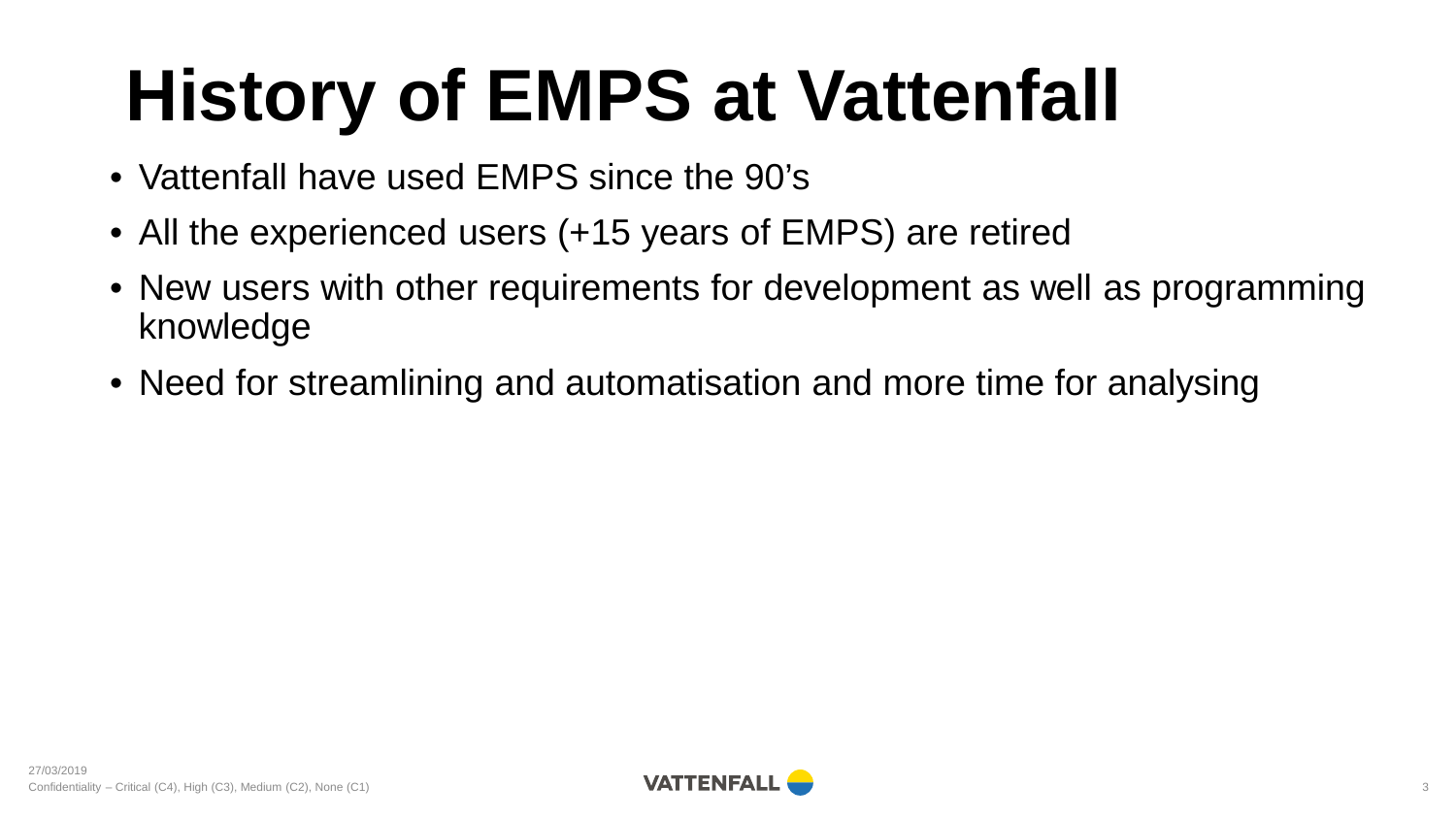# History of EMPS at Vattenfall

- Vattenfall have used EMPS since the 90's
- All the experienced users (+15 years of EMPS) are retired
- New users with other requirements for development as well as programming knowledge
- Need for streamlining and automatisation and more time for analysing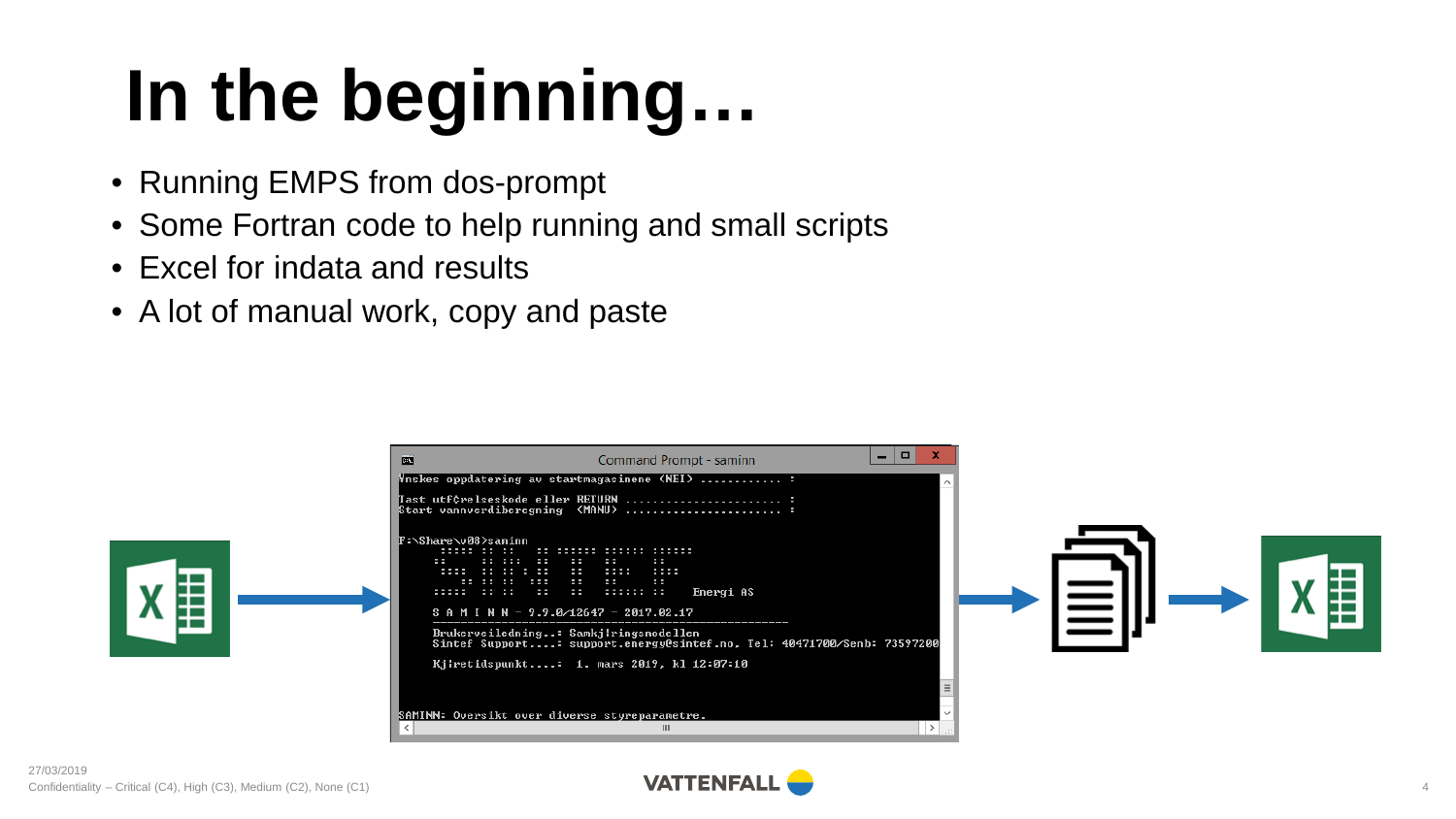# In the beginning…

- Running EMPS from dos-prompt
- Some Fortran code to help running and small scripts
- Excel for indata and results
- A lot of manual work, copy and paste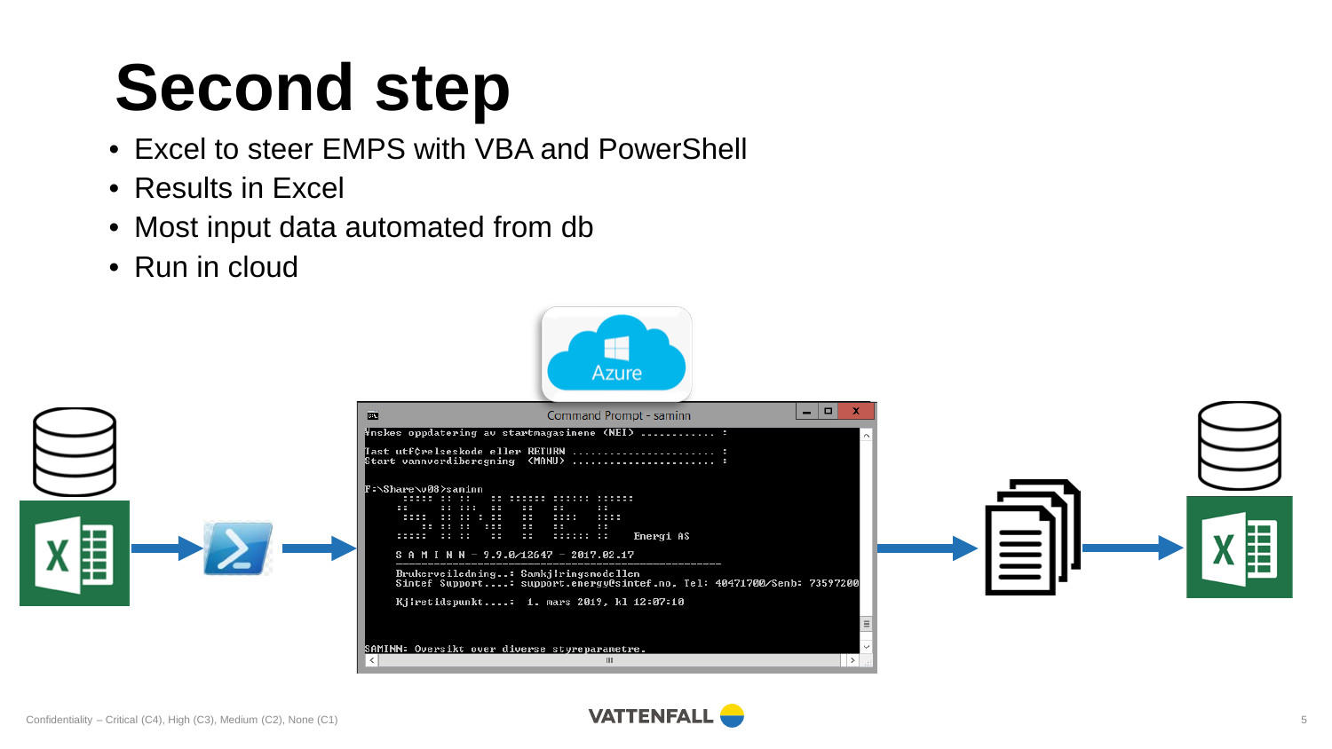# Second step

- Excel to steer EMPS with VBA and PowerShell
- Results in Excel
- Most input data automated from db
- Run in cloud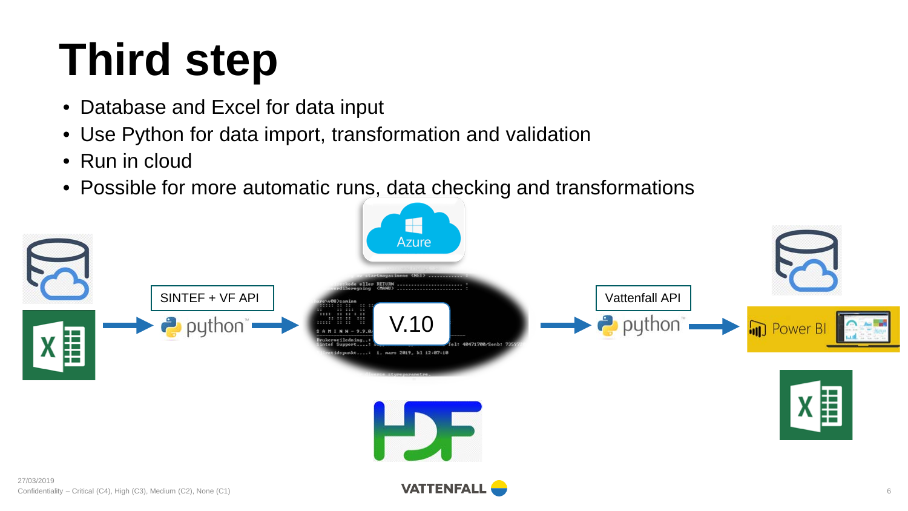# Third step

- Database and Excel for data input
- Use Python for data import, transformation and validation
- Run in cloud
- Possible for more automatic runs, data checking and transformations

SINTEF + VF API

V.10

Vattenfall API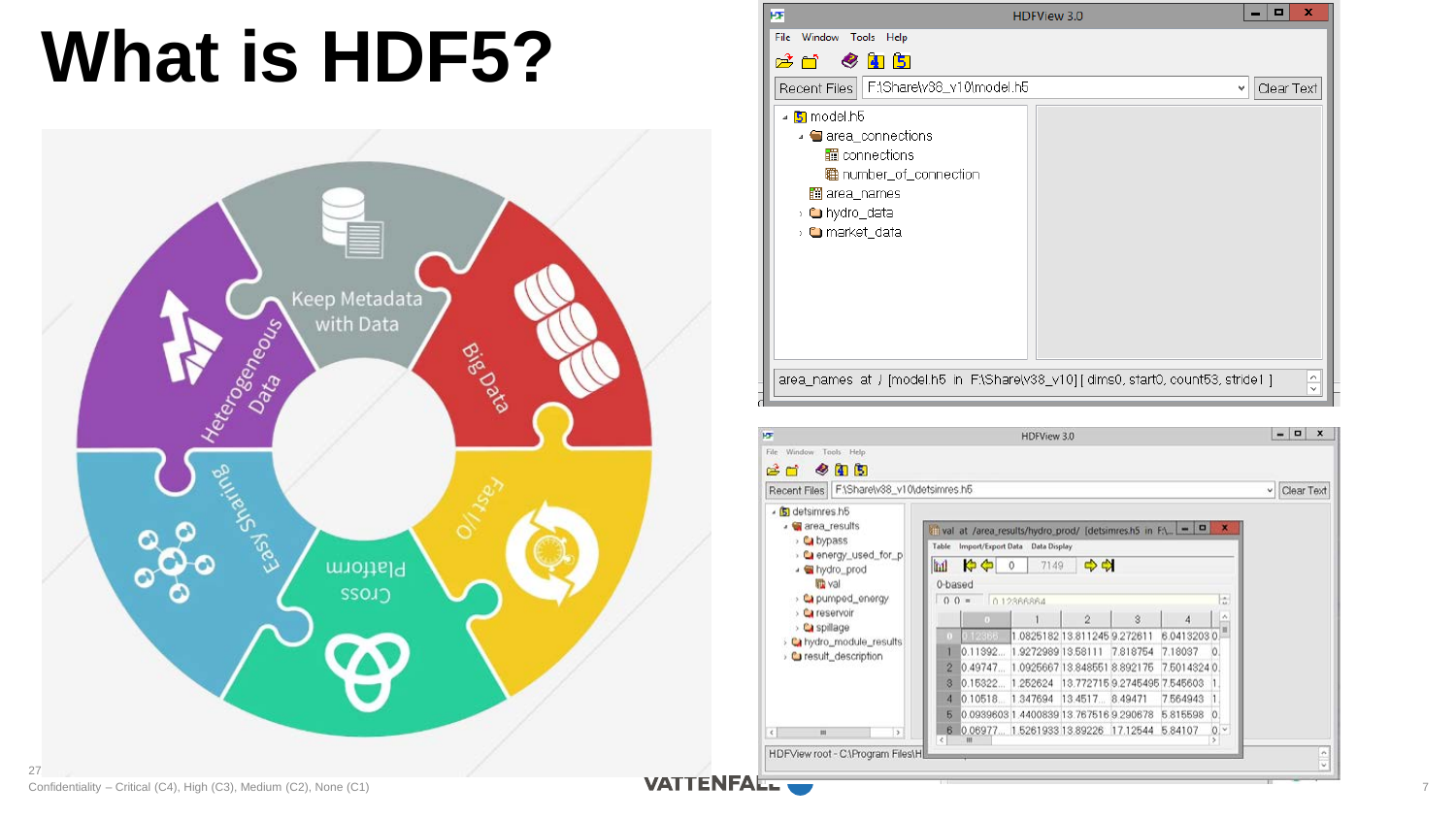# What is HDF5?

Keep Metadata with Data

Big Data

Fast I/O

Cross Platform

Easy Sharing

Heterogeneous Data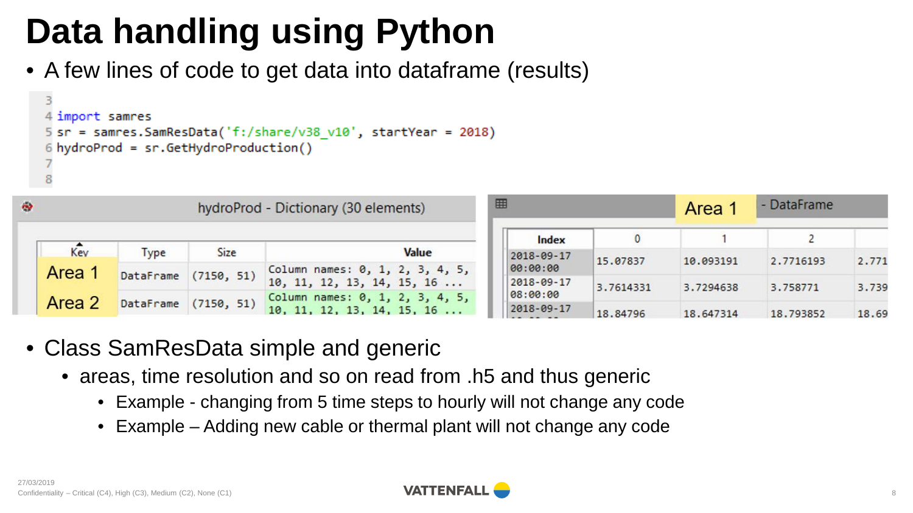# Data handling using Python

- A few lines of code to get data into dataframe (results)

```
3
4 import samres
5 sr = samres.SamResData('f:/share/v38_v10', startYear = 2018)
6 hydroProd = sr.GetHydroProduction()
7
8
```

hydroProd - Dictionary (30 elements)

| Key | Type | Size | Value |
|---|---|---|---|
| Area 1 | DataFrame | (7150, 51) | Column names: 0, 1, 2, 3, 4, 5, 10, 11, 12, 13, 14, 15, 16 ... |
| Area 2 | DataFrame | (7150, 51) | Column names: 0, 1, 2, 3, 4, 5, 10, 11, 12, 13, 14, 15, 16 ... |

Area 1 - DataFrame

| Index | 0 | 1 | 2 | |
|---|---|---|---|---|
| 2018-09-17 00:00:00 | 15.07837 | 10.093191 | 2.7716193 | 2.771 |
| 2018-09-17 08:00:00 | 3.7614331 | 3.7294638 | 3.758771 | 3.739 |
| 2018-09-17 | 18.84796 | 18.647314 | 18.793852 | 18.69 |

- Class SamResData simple and generic
  - areas, time resolution and so on read from .h5 and thus generic
    - Example - changing from 5 time steps to hourly will not change any code
    - Example – Adding new cable or thermal plant will not change any code

27/03/2019
Confidentiality – Critical (C4), High (C3), Medium (C2), None (C1)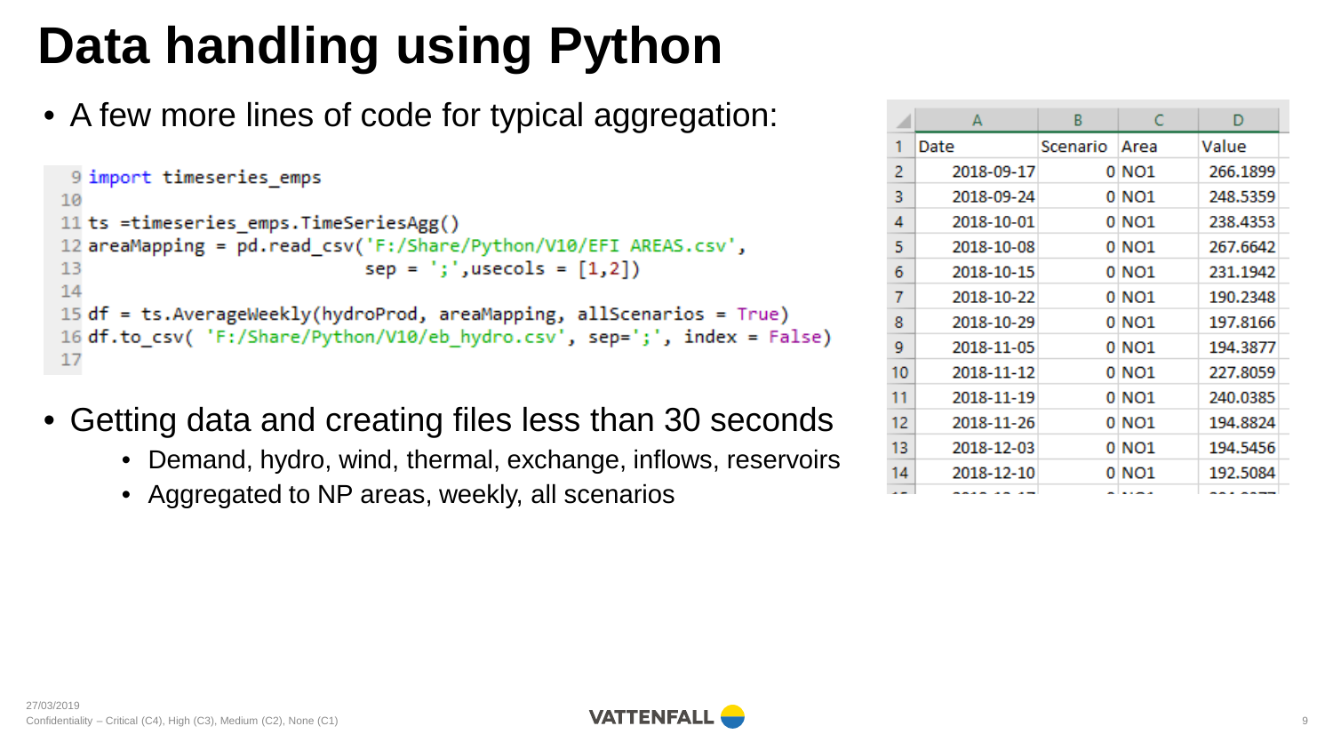# Data handling using Python

- A few more lines of code for typical aggregation:

```
 9 import timeseries_emps
10
11 ts =timeseries_emps.TimeSeriesAgg()
12 areaMapping = pd.read_csv('F:/Share/Python/V10/EFI AREAS.csv',
13                           sep = ';',usecols = [1,2])
14
15 df = ts.AverageWeekly(hydroProd, areaMapping, allScenarios = True)
16 df.to_csv( 'F:/Share/Python/V10/eb_hydro.csv', sep=';', index = False)
17
```

| | A | B | C | D |
|---|---|---|---|---|
| 1 | Date | Scenario | Area | Value |
| 2 | 2018-09-17 | 0 | NO1 | 266.1899 |
| 3 | 2018-09-24 | 0 | NO1 | 248.5359 |
| 4 | 2018-10-01 | 0 | NO1 | 238.4353 |
| 5 | 2018-10-08 | 0 | NO1 | 267.6642 |
| 6 | 2018-10-15 | 0 | NO1 | 231.1942 |
| 7 | 2018-10-22 | 0 | NO1 | 190.2348 |
| 8 | 2018-10-29 | 0 | NO1 | 197.8166 |
| 9 | 2018-11-05 | 0 | NO1 | 194.3877 |
| 10 | 2018-11-12 | 0 | NO1 | 227.8059 |
| 11 | 2018-11-19 | 0 | NO1 | 240.0385 |
| 12 | 2018-11-26 | 0 | NO1 | 194.8824 |
| 13 | 2018-12-03 | 0 | NO1 | 194.5456 |
| 14 | 2018-12-10 | 0 | NO1 | 192.5084 |

- Getting data and creating files less than 30 seconds
  - Demand, hydro, wind, thermal, exchange, inflows, reservoirs
  - Aggregated to NP areas, weekly, all scenarios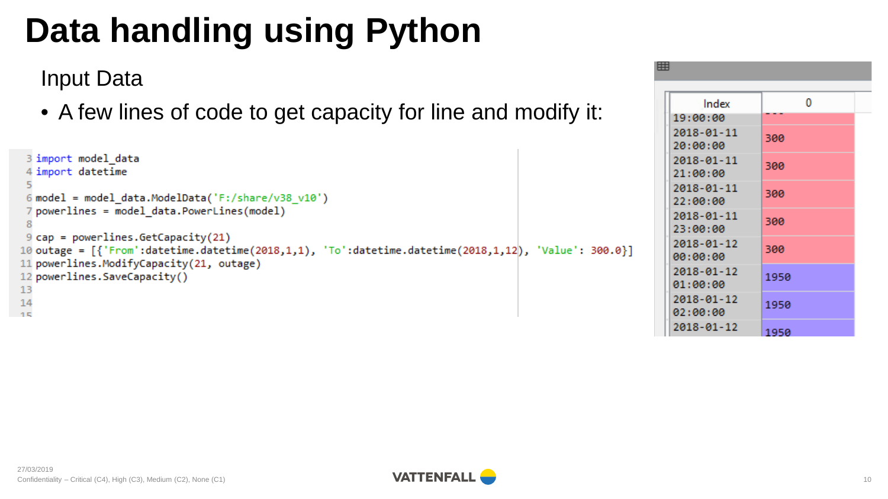# Data handling using Python

## Input Data

- A few lines of code to get capacity for line and modify it:

```
3 import model_data
4 import datetime
5
6 model = model_data.ModelData('F:/share/v38_v10')
7 powerlines = model_data.PowerLines(model)
8
9 cap = powerlines.GetCapacity(21)
10 outage = [{'From':datetime.datetime(2018,1,1), 'To':datetime.datetime(2018,1,12), 'Value': 300.0}]
11 powerlines.ModifyCapacity(21, outage)
12 powerlines.SaveCapacity()
13
14
15
```

| Index | 0 |
|---|---|
| 19:00:00 | ... |
| 2018-01-11 20:00:00 | 300 |
| 2018-01-11 21:00:00 | 300 |
| 2018-01-11 22:00:00 | 300 |
| 2018-01-11 23:00:00 | 300 |
| 2018-01-12 00:00:00 | 300 |
| 2018-01-12 01:00:00 | 1950 |
| 2018-01-12 02:00:00 | 1950 |
| 2018-01-12 | 1950 |

27/03/2019
Confidentiality – Critical (C4), High (C3), Medium (C2), None (C1)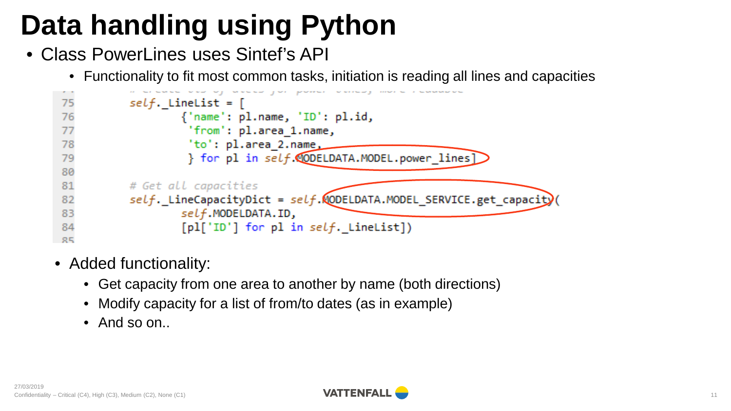# Data handling using Python

- Class PowerLines uses Sintef's API
  - Functionality to fit most common tasks, initiation is reading all lines and capacities

```
75          self._LineList = [
76                  {'name': pl.name, 'ID': pl.id,
77                   'from': pl.area_1.name,
78                   'to': pl.area_2.name,
79                   } for pl in self.MODELDATA.MODEL.power_lines]
80
81          # Get all capacities
82          self._LineCapacityDict = self.MODELDATA.MODEL_SERVICE.get_capacity(
83                  self.MODELDATA.ID,
84                  [pl['ID'] for pl in self._LineList])
85
```

- Added functionality:
  - Get capacity from one area to another by name (both directions)
  - Modify capacity for a list of from/to dates (as in example)
  - And so on..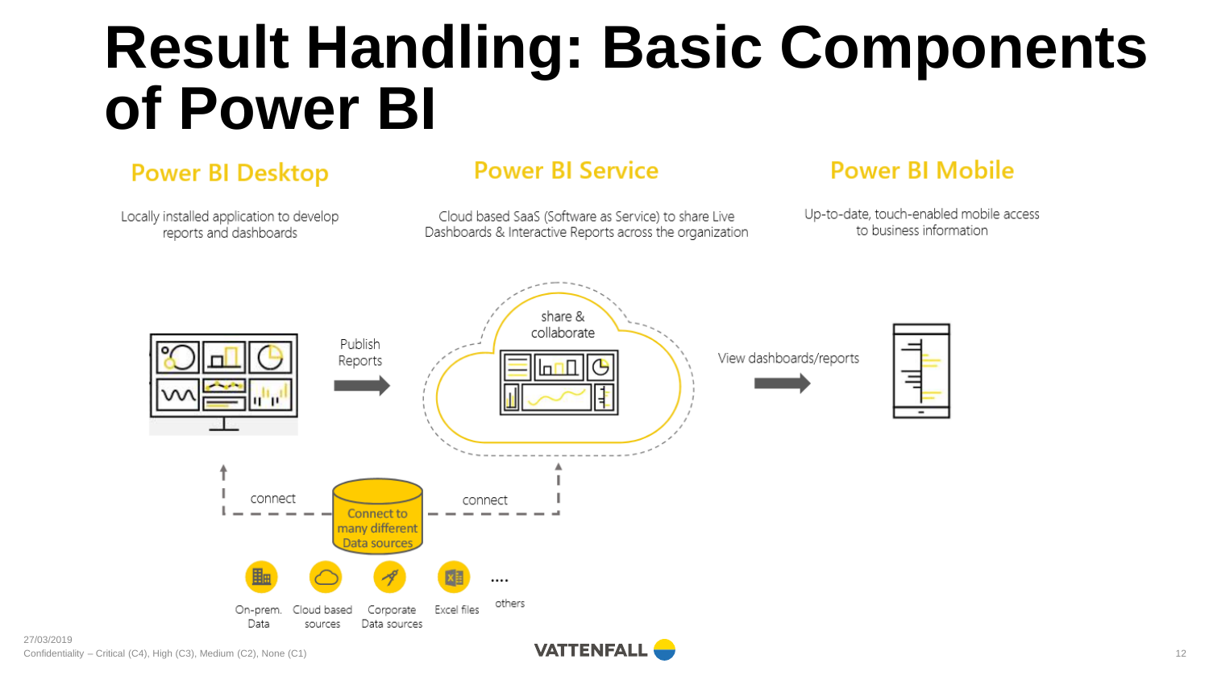# Result Handling: Basic Components of Power BI

## Power BI Desktop

Locally installed application to develop reports and dashboards

## Power BI Service

Cloud based SaaS (Software as Service) to share Live Dashboards & Interactive Reports across the organization

## Power BI Mobile

Up-to-date, touch-enabled mobile access to business information

Publish Reports

share & collaborate

View dashboards/reports

connect

Connect to many different Data sources

connect

On-prem. Data

Cloud based sources

Corporate Data sources

Excel files

.... others

27/03/2019

Confidentiality – Critical (C4), High (C3), Medium (C2), None (C1)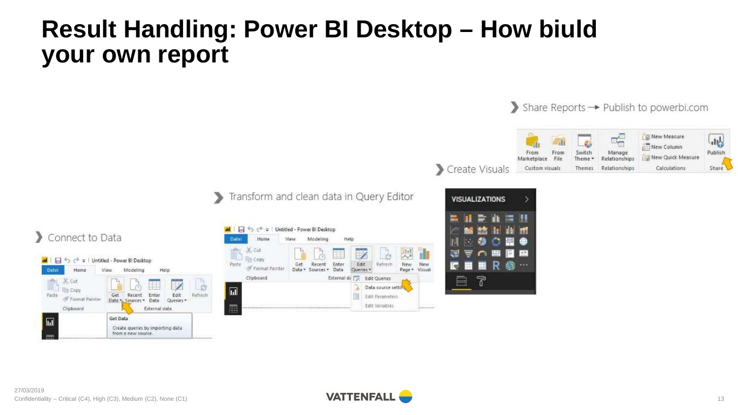# Result Handling: Power BI Desktop – How biuld your own report

- Connect to Data
- Transform and clean data in Query Editor
- Create Visuals
- Share Reports → Publish to powerbi.com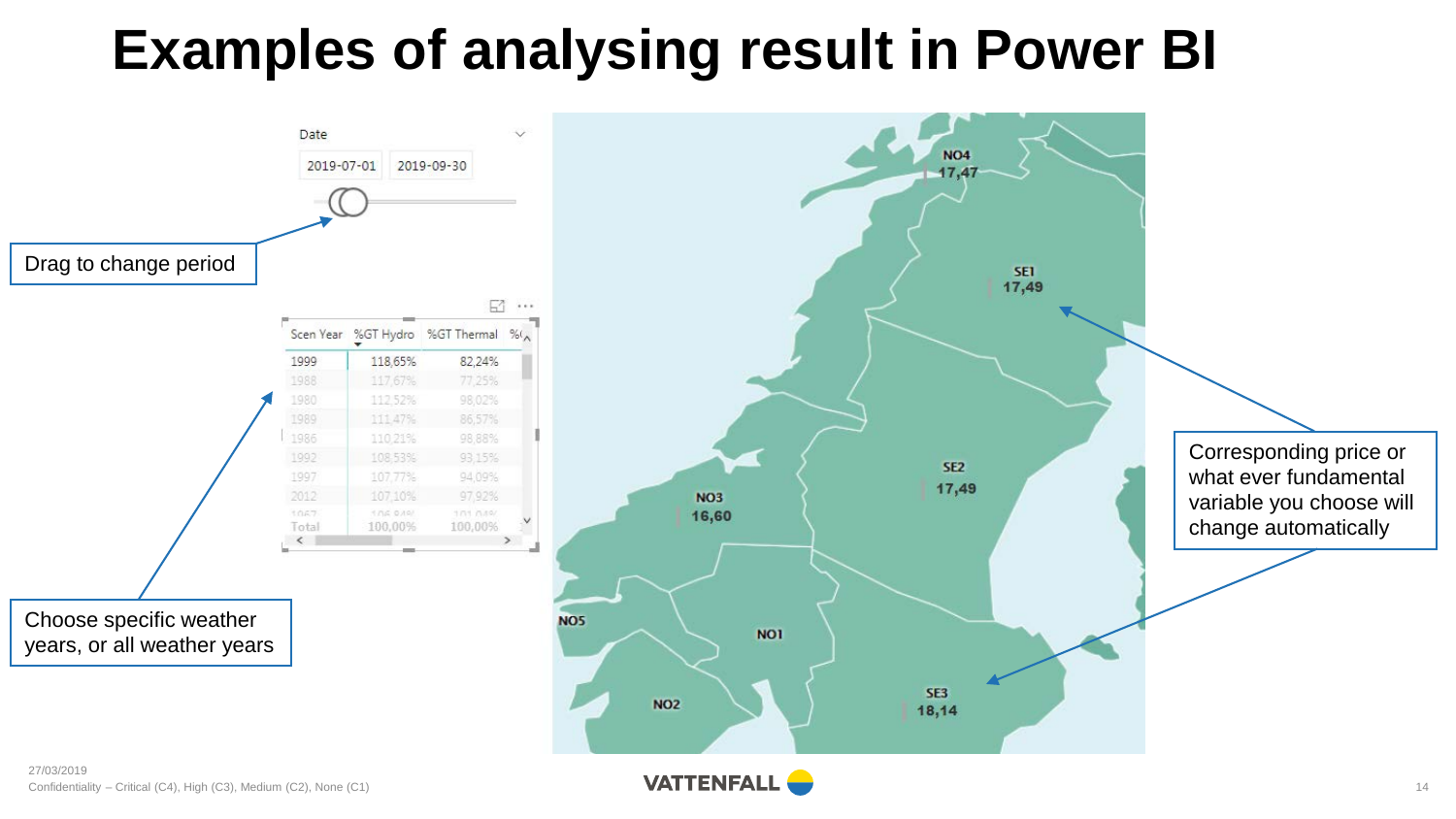# Examples of analysing result in Power BI

Date

2019-07-01 2019-09-30

Drag to change period

| Scen Year | %GT Hydro | %GT Thermal |
|---|---|---|
| 1999 | 118,65% | 82,24% |
| 1988 | 117,67% | 77,25% |
| 1980 | 112,52% | 98,02% |
| 1989 | 111,47% | 86,57% |
| 1986 | 110,21% | 98,88% |
| 1992 | 108,53% | 93,15% |
| 1997 | 107,77% | 94,09% |
| 2012 | 107,10% | 97,92% |
| Total | 100,00% | 100,00% |

Choose specific weather years, or all weather years

NO4 17,47

SE1 17,49

SE2 17,49

NO3 16,60

NO5

NO1

NO2

SE3 18,14

Corresponding price or what ever fundamental variable you choose will change automatically

27/03/2019

Confidentiality – Critical (C4), High (C3), Medium (C2), None (C1)

VATTENFALL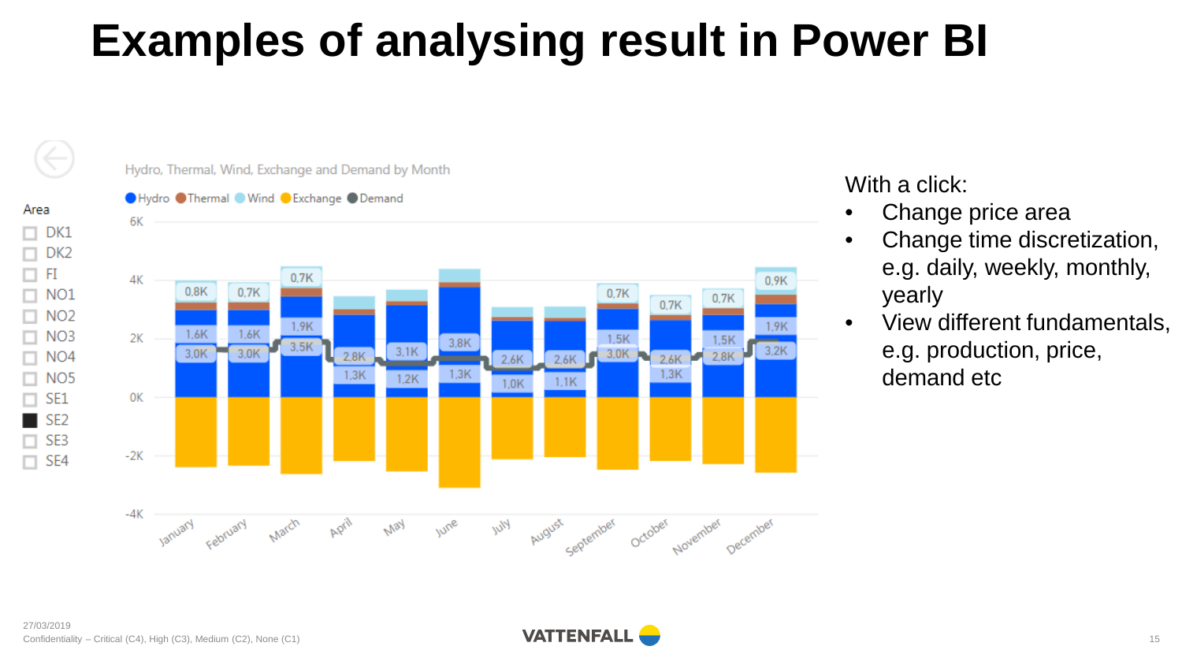# Examples of analysing result in Power BI

With a click:

- Change price area
- Change time discretization, e.g. daily, weekly, monthly, yearly
- View different fundamentals, e.g. production, price, demand etc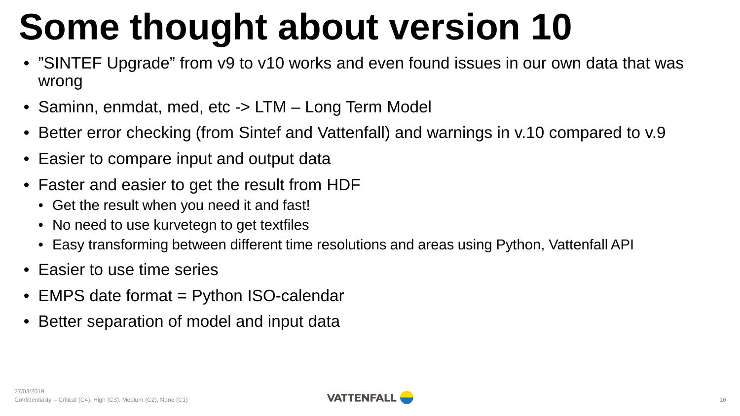# Some thought about version 10

- ”SINTEF Upgrade” from v9 to v10 works and even found issues in our own data that was wrong
- Saminn, enmdat, med, etc -> LTM – Long Term Model
- Better error checking (from Sintef and Vattenfall) and warnings in v.10 compared to v.9
- Easier to compare input and output data
- Faster and easier to get the result from HDF
  - Get the result when you need it and fast!
  - No need to use kurvetegn to get textfiles
  - Easy transforming between different time resolutions and areas using Python, Vattenfall API
- Easier to use time series
- EMPS date format = Python ISO-calendar
- Better separation of model and input data